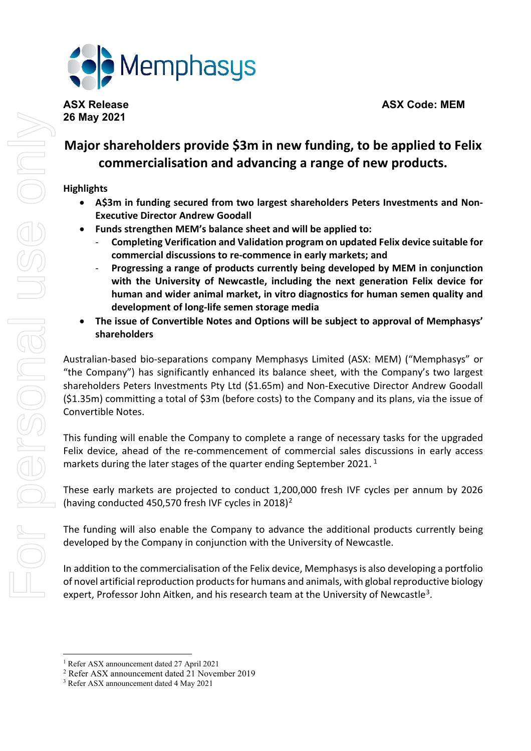Memphasys

**ASX Release**
**26 May 2021**

**ASX Code: MEM**

# Major shareholders provide $3m in new funding, to be applied to Felix commercialisation and advancing a range of new products.

**Highlights**

- **A$3m in funding secured from two largest shareholders Peters Investments and Non-Executive Director Andrew Goodall**
- **Funds strengthen MEM's balance sheet and will be applied to:**
  - **Completing Verification and Validation program on updated Felix device suitable for commercial discussions to re-commence in early markets; and**
  - **Progressing a range of products currently being developed by MEM in conjunction with the University of Newcastle, including the next generation Felix device for human and wider animal market, in vitro diagnostics for human semen quality and development of long-life semen storage media**
- **The issue of Convertible Notes and Options will be subject to approval of Memphasys' shareholders**

Australian-based bio-separations company Memphasys Limited (ASX: MEM) ("Memphasys" or "the Company") has significantly enhanced its balance sheet, with the Company's two largest shareholders Peters Investments Pty Ltd ($1.65m) and Non-Executive Director Andrew Goodall ($1.35m) committing a total of $3m (before costs) to the Company and its plans, via the issue of Convertible Notes.

This funding will enable the Company to complete a range of necessary tasks for the upgraded Felix device, ahead of the re-commencement of commercial sales discussions in early access markets during the later stages of the quarter ending September 2021. [1]

These early markets are projected to conduct 1,200,000 fresh IVF cycles per annum by 2026 (having conducted 450,570 fresh IVF cycles in 2018)[2]

The funding will also enable the Company to advance the additional products currently being developed by the Company in conjunction with the University of Newcastle.

In addition to the commercialisation of the Felix device, Memphasys is also developing a portfolio of novel artificial reproduction products for humans and animals, with global reproductive biology expert, Professor John Aitken, and his research team at the University of Newcastle[3].

---

[1] Refer ASX announcement dated 27 April 2021
[2] Refer ASX announcement dated 21 November 2019
[3] Refer ASX announcement dated 4 May 2021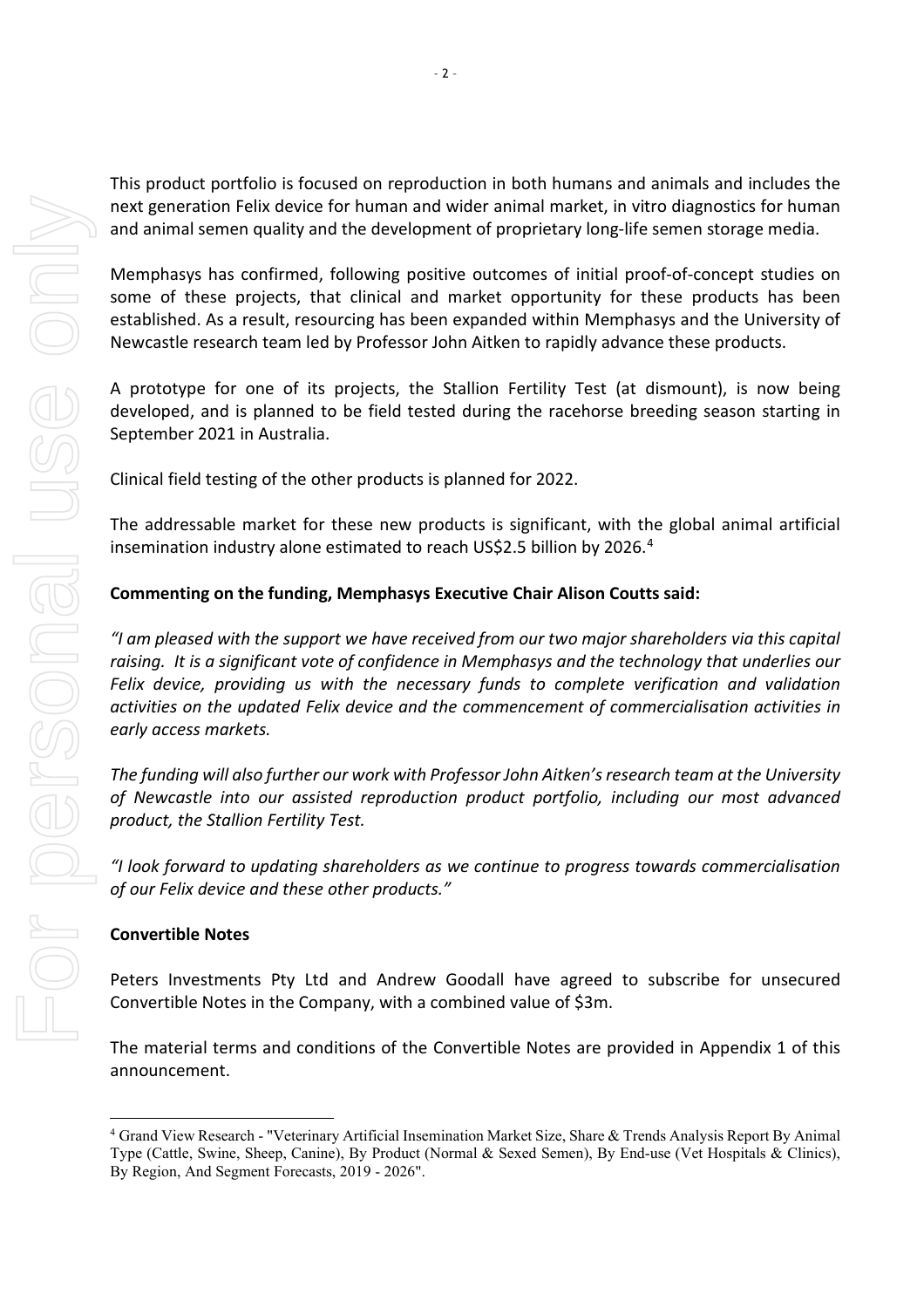This product portfolio is focused on reproduction in both humans and animals and includes the next generation Felix device for human and wider animal market, in vitro diagnostics for human and animal semen quality and the development of proprietary long-life semen storage media.

Memphasys has confirmed, following positive outcomes of initial proof-of-concept studies on some of these projects, that clinical and market opportunity for these products has been established. As a result, resourcing has been expanded within Memphasys and the University of Newcastle research team led by Professor John Aitken to rapidly advance these products.

A prototype for one of its projects, the Stallion Fertility Test (at dismount), is now being developed, and is planned to be field tested during the racehorse breeding season starting in September 2021 in Australia.

Clinical field testing of the other products is planned for 2022.

The addressable market for these new products is significant, with the global animal artificial insemination industry alone estimated to reach US$2.5 billion by 2026.[4]

**Commenting on the funding, Memphasys Executive Chair Alison Coutts said:**

*"I am pleased with the support we have received from our two major shareholders via this capital raising. It is a significant vote of confidence in Memphasys and the technology that underlies our Felix device, providing us with the necessary funds to complete verification and validation activities on the updated Felix device and the commencement of commercialisation activities in early access markets.*

*The funding will also further our work with Professor John Aitken's research team at the University of Newcastle into our assisted reproduction product portfolio, including our most advanced product, the Stallion Fertility Test.*

*"I look forward to updating shareholders as we continue to progress towards commercialisation of our Felix device and these other products."*

**Convertible Notes**

Peters Investments Pty Ltd and Andrew Goodall have agreed to subscribe for unsecured Convertible Notes in the Company, with a combined value of $3m.

The material terms and conditions of the Convertible Notes are provided in Appendix 1 of this announcement.

[4] Grand View Research - "Veterinary Artificial Insemination Market Size, Share & Trends Analysis Report By Animal Type (Cattle, Swine, Sheep, Canine), By Product (Normal & Sexed Semen), By End-use (Vet Hospitals & Clinics), By Region, And Segment Forecasts, 2019 - 2026".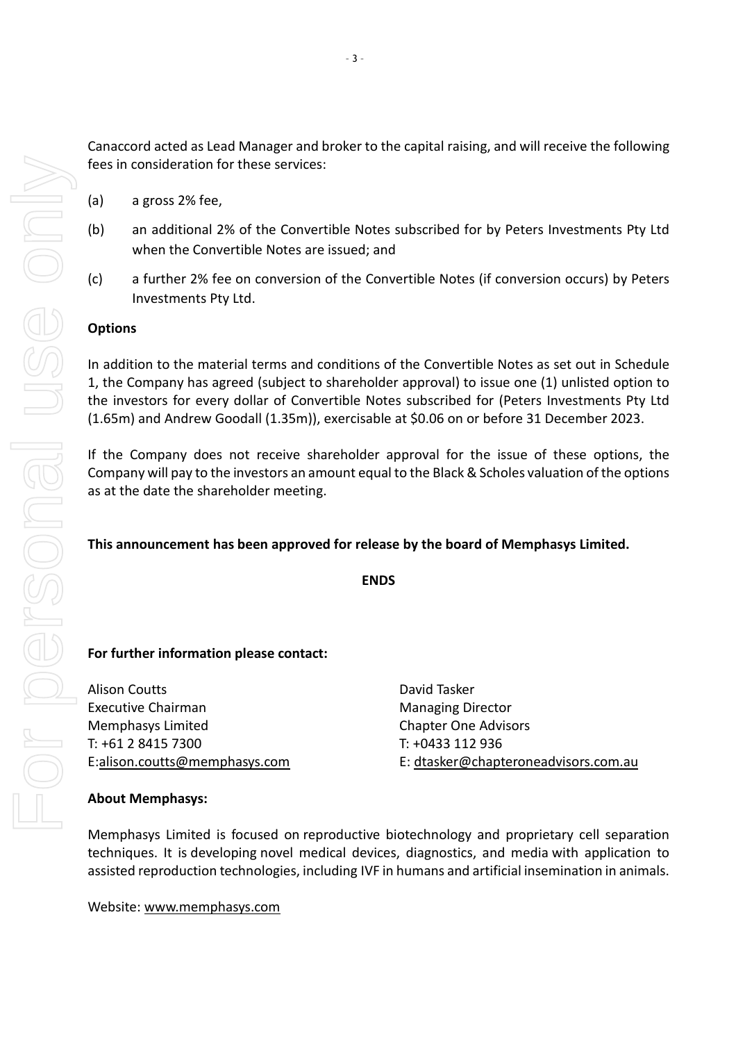Canaccord acted as Lead Manager and broker to the capital raising, and will receive the following fees in consideration for these services:

(a) a gross 2% fee,

(b) an additional 2% of the Convertible Notes subscribed for by Peters Investments Pty Ltd when the Convertible Notes are issued; and

(c) a further 2% fee on conversion of the Convertible Notes (if conversion occurs) by Peters Investments Pty Ltd.

**Options**

In addition to the material terms and conditions of the Convertible Notes as set out in Schedule 1, the Company has agreed (subject to shareholder approval) to issue one (1) unlisted option to the investors for every dollar of Convertible Notes subscribed for (Peters Investments Pty Ltd (1.65m) and Andrew Goodall (1.35m)), exercisable at $0.06 on or before 31 December 2023.

If the Company does not receive shareholder approval for the issue of these options, the Company will pay to the investors an amount equal to the Black & Scholes valuation of the options as at the date the shareholder meeting.

**This announcement has been approved for release by the board of Memphasys Limited.**

**ENDS**

**For further information please contact:**

Alison Coutts
Executive Chairman
Memphasys Limited
T: +61 2 8415 7300
E:alison.coutts@memphasys.com

David Tasker
Managing Director
Chapter One Advisors
T: +0433 112 936
E: dtasker@chapteroneadvisors.com.au

**About Memphasys:**

Memphasys Limited is focused on reproductive biotechnology and proprietary cell separation techniques. It is developing novel medical devices, diagnostics, and media with application to assisted reproduction technologies, including IVF in humans and artificial insemination in animals.

Website: www.memphasys.com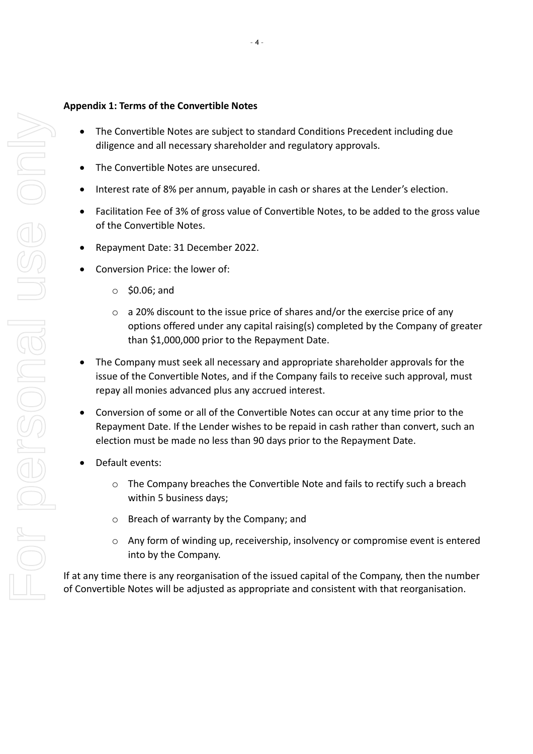**Appendix 1: Terms of the Convertible Notes**

- The Convertible Notes are subject to standard Conditions Precedent including due diligence and all necessary shareholder and regulatory approvals.
- The Convertible Notes are unsecured.
- Interest rate of 8% per annum, payable in cash or shares at the Lender's election.
- Facilitation Fee of 3% of gross value of Convertible Notes, to be added to the gross value of the Convertible Notes.
- Repayment Date: 31 December 2022.
- Conversion Price: the lower of:
  - $0.06; and
  - a 20% discount to the issue price of shares and/or the exercise price of any options offered under any capital raising(s) completed by the Company of greater than $1,000,000 prior to the Repayment Date.
- The Company must seek all necessary and appropriate shareholder approvals for the issue of the Convertible Notes, and if the Company fails to receive such approval, must repay all monies advanced plus any accrued interest.
- Conversion of some or all of the Convertible Notes can occur at any time prior to the Repayment Date. If the Lender wishes to be repaid in cash rather than convert, such an election must be made no less than 90 days prior to the Repayment Date.
- Default events:
  - The Company breaches the Convertible Note and fails to rectify such a breach within 5 business days;
  - Breach of warranty by the Company; and
  - Any form of winding up, receivership, insolvency or compromise event is entered into by the Company.

If at any time there is any reorganisation of the issued capital of the Company, then the number of Convertible Notes will be adjusted as appropriate and consistent with that reorganisation.